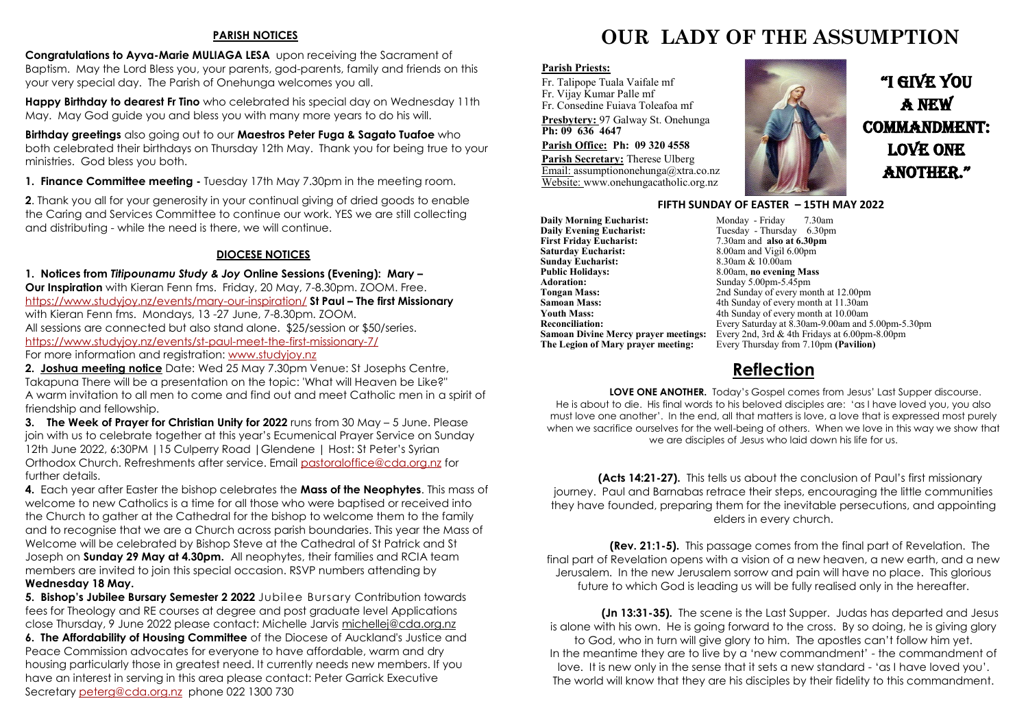## PARISH NOTICES

**Congratulations to Ayva-Marie MULIAGA LESA** upon receiving the Sacrament of Baptism. May the Lord Bless you, your parents, god-parents, family and friends on this your very special day. The Parish of Onehunga welcomes you all.

**Happy Birthday to dearest Fr Tino** who celebrated his special day on Wednesday 11th May. May God guide you and bless you with many more years to do his will.

**Birthday greetings** also going out to our **Maestros Peter Fuga & Sagato Tuafoe** who both celebrated their birthdays on Thursday 12th May. Thank you for being true to your ministries. God bless you both.

**1. Finance Committee meeting -** Tuesday 17th May 7.30pm in the meeting room.

**2**. Thank you all for your generosity in your continual giving of dried goods to enable the Caring and Services Committee to continue our work. YES we are still collecting and distributing - while the need is there, we will continue.

## DIOCESE NOTICES

**1. Notices from *Titipounamu Study & Joy* Online Sessions (Evening): Mary – Our Inspiration** with Kieran Fenn fms. Friday, 20 May, 7-8.30pm. ZOOM. Free. https://www.studyjoy.nz/events/mary-our-inspiration/ **St Paul – The first Missionary** with Kieran Fenn fms. Mondays, 13 -27 June, 7-8.30pm. ZOOM. All sessions are connected but also stand alone. $25/session or $50/series. https://www.studyjoy.nz/events/st-paul-meet-the-first-missionary-7/ For more information and registration: www.studyjoy.nz

**2. Joshua meeting notice** Date: Wed 25 May 7.30pm Venue: St Josephs Centre, Takapuna There will be a presentation on the topic: 'What will Heaven be Like?" A warm invitation to all men to come and find out and meet Catholic men in a spirit of friendship and fellowship.

**3. The Week of Prayer for Christian Unity for 2022** runs from 30 May – 5 June. Please join with us to celebrate together at this year's Ecumenical Prayer Service on Sunday 12th June 2022, 6:30PM |15 Culperry Road |Glendene | Host: St Peter's Syrian Orthodox Church. Refreshments after service. Email pastoraloffice@cda.org.nz for further details.

**4.** Each year after Easter the bishop celebrates the **Mass of the Neophytes**. This mass of welcome to new Catholics is a time for all those who were baptised or received into the Church to gather at the Cathedral for the bishop to welcome them to the family and to recognise that we are a Church across parish boundaries. This year the Mass of Welcome will be celebrated by Bishop Steve at the Cathedral of St Patrick and St Joseph on **Sunday 29 May at 4.30pm.** All neophytes, their families and RCIA team members are invited to join this special occasion. RSVP numbers attending by **Wednesday 18 May.**

**5. Bishop's Jubilee Bursary Semester 2 2022** Jubilee Bursary Contribution towards fees for Theology and RE courses at degree and post graduate level Applications close Thursday, 9 June 2022 please contact: Michelle Jarvis michellej@cda.org.nz

**6. The Affordability of Housing Committee** of the Diocese of Auckland's Justice and Peace Commission advocates for everyone to have affordable, warm and dry housing particularly those in greatest need. It currently needs new members. If you have an interest in serving in this area please contact: Peter Garrick Executive Secretary peterg@cda.org.nz phone 022 1300 730

# OUR LADY OF THE ASSUMPTION

**Parish Priests:**
Fr. Talipope Tuala Vaifale mf
Fr. Vijay Kumar Palle mf
Fr. Consedine Fuiava Toleafoa mf

**Presbytery:** 97 Galway St. Onehunga
**Ph: 09 636 4647**

**Parish Office: Ph: 09 320 4558**
**Parish Secretary:** Therese Ulberg
Email: assumptiononehunga@xtra.co.nz
Website: www.onehungacatholic.org.nz

"I GIVE YOU A NEW COMMANDMENT: LOVE ONE ANOTHER."

**FIFTH SUNDAY OF EASTER – 15TH MAY 2022**

| | |
|---|---|
| **Daily Morning Eucharist:** | Monday - Friday 7.30am |
| **Daily Evening Eucharist:** | Tuesday - Thursday 6.30pm |
| **First Friday Eucharist:** | 7.30am and **also at 6.30pm** |
| **Saturday Eucharist:** | 8.00am and Vigil 6.00pm |
| **Sunday Eucharist:** | 8.30am & 10.00am |
| **Public Holidays:** | 8.00am, **no evening Mass** |
| **Adoration:** | Sunday 5.00pm-5.45pm |
| **Tongan Mass:** | 2nd Sunday of every month at 12.00pm |
| **Samoan Mass:** | 4th Sunday of every month at 11.30am |
| **Youth Mass:** | 4th Sunday of every month at 10.00am |
| **Reconciliation:** | Every Saturday at 8.30am-9.00am and 5.00pm-5.30pm |
| **Samoan Divine Mercy prayer meetings:** | Every 2nd, 3rd & 4th Fridays at 6.00pm-8.00pm |
| **The Legion of Mary prayer meeting:** | Every Thursday from 7.10pm **(Pavilion)** |

## Reflection

**LOVE ONE ANOTHER.** Today's Gospel comes from Jesus' Last Supper discourse. He is about to die. His final words to his beloved disciples are: 'as I have loved you, you also must love one another'. In the end, all that matters is love, a love that is expressed most purely when we sacrifice ourselves for the well-being of others. When we love in this way we show that we are disciples of Jesus who laid down his life for us.

**(Acts 14:21-27).** This tells us about the conclusion of Paul's first missionary journey. Paul and Barnabas retrace their steps, encouraging the little communities they have founded, preparing them for the inevitable persecutions, and appointing elders in every church.

**(Rev. 21:1-5).** This passage comes from the final part of Revelation. The final part of Revelation opens with a vision of a new heaven, a new earth, and a new Jerusalem. In the new Jerusalem sorrow and pain will have no place. This glorious future to which God is leading us will be fully realised only in the hereafter.

**(Jn 13:31-35).** The scene is the Last Supper. Judas has departed and Jesus is alone with his own. He is going forward to the cross. By so doing, he is giving glory to God, who in turn will give glory to him. The apostles can't follow him yet. In the meantime they are to live by a 'new commandment' - the commandment of love. It is new only in the sense that it sets a new standard - 'as I have loved you'. The world will know that they are his disciples by their fidelity to this commandment.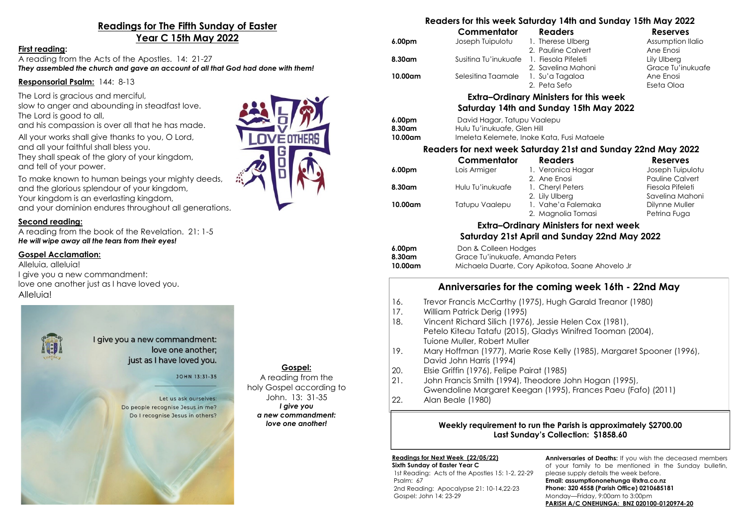## Readings for The Fifth Sunday of Easter
## Year C 15th May 2022

**First reading:**
A reading from the Acts of the Apostles. 14: 21-27
***They assembled the church and gave an account of all that God had done with them!***

**Responsorial Psalm:** 144: 8-13

The Lord is gracious and merciful,
slow to anger and abounding in steadfast love.
The Lord is good to all,
and his compassion is over all that he has made.

All your works shall give thanks to you, O Lord,
and all your faithful shall bless you.
They shall speak of the glory of your kingdom,
and tell of your power.

To make known to human beings your mighty deeds,
and the glorious splendour of your kingdom,
Your kingdom is an everlasting kingdom,
and your dominion endures throughout all generations.

**Second reading:**
A reading from the book of the Revelation. 21: 1-5
***He will wipe away all the tears from their eyes!***

**Gospel Acclamation:**
Alleluia, alleluia!
I give you a new commandment:
love one another just as I have loved you.
Alleluia!

I give you a new commandment:
love one another;
just as I have loved you.

JOHN 13:31-35

Let us ask ourselves:
Do people recognise Jesus in me?
Do I recognise Jesus in others?

**Gospel:**
A reading from the holy Gospel according to John. 13: 31-35
***I give you a new commandment: love one another!***

### Readers for this week Saturday 14th and Sunday 15th May 2022

| | Commentator | Readers | Reserves |
|---|---|---|---|
| 6.00pm | Joseph Tuipulotu | 1. Therese Ulberg | Assumption Ilalio |
| | | 2. Pauline Calvert | Ane Enosi |
| 8.30am | Susitina Tu'inukuafe | 1. Fiesola Pifeleti | Lily Ulberg |
| | | 2. Savelina Mahoni | Grace Tu'inukuafe |
| 10.00am | Selesitina Taamale | 1. Su'a Tagaloa | Ane Enosi |
| | | 2. Peta Sefo | Eseta Oloa |

### Extra–Ordinary Ministers for this week Saturday 14th and Sunday 15th May 2022

| | |
|---|---|
| 6.00pm | David Hagar, Tatupu Vaalepu |
| 8.30am | Hulu Tu'inukuafe, Glen Hill |
| 10.00am | Imeleta Kelemete, Inoke Kata, Fusi Mataele |

### Readers for next week Saturday 21st and Sunday 22nd May 2022

| | Commentator | Readers | Reserves |
|---|---|---|---|
| 6.00pm | Lois Armiger | 1. Veronica Hagar | Joseph Tuipulotu |
| | | 2. Ane Enosi | Pauline Calvert |
| 8.30am | Hulu Tu'inukuafe | 1. Cheryl Peters | Fiesola Pifeleti |
| | | 2. Lily Ulberg | Savelina Mahoni |
| 10.00am | Tatupu Vaalepu | 1. Vahe'a Falemaka | Dilynne Muller |
| | | 2. Magnolia Tomasi | Petrina Fuga |

### Extra–Ordinary Ministers for next week Saturday 21st April and Sunday 22nd May 2022

| | |
|---|---|
| 6.00pm | Don & Colleen Hodges |
| 8.30am | Grace Tu'inukuafe, Amanda Peters |
| 10.00am | Michaela Duarte, Cory Apikotoa, Soane Ahovelo Jr |

### Anniversaries for the coming week 16th - 22nd May

16. Trevor Francis McCarthy (1975), Hugh Garald Treanor (1980)
17. William Patrick Derig (1995)
18. Vincent Richard Silich (1976), Jessie Helen Cox (1981), Petelo Kiteau Tatafu (2015), Gladys Winifred Tooman (2004), Tuione Muller, Robert Muller
19. Mary Hoffman (1977), Marie Rose Kelly (1985), Margaret Spooner (1996), David John Harris (1994)
20. Elsie Griffin (1976), Felipe Pairat (1985)
21. John Francis Smith (1994), Theodore John Hogan (1995), Gwendoline Margaret Keegan (1995), Frances Paeu (Fafo) (2011)
22. Alan Beale (1980)

**Weekly requirement to run the Parish is approximately $2700.00**
**Last Sunday's Collection: $1858.60**

**Readings for Next Week (22/05/22)**
**Sixth Sunday of Easter Year C**
1st Reading: Acts of the Apostles 15: 1-2, 22-29
Psalm: 67
2nd Reading: Apocalypse 21: 10-14,22-23
Gospel: John 14: 23-29

**Anniversaries of Deaths:** If you wish the deceased members of your family to be mentioned in the Sunday bulletin, please supply details the week before.
**Email: assumptiononehunga @xtra.co.nz**
**Phone: 320 4558 (Parish Office) 0210685181**
Monday—Friday, 9:00am to 3:00pm
**PARISH A/C ONEHUNGA: BNZ 020100-0120974-20**